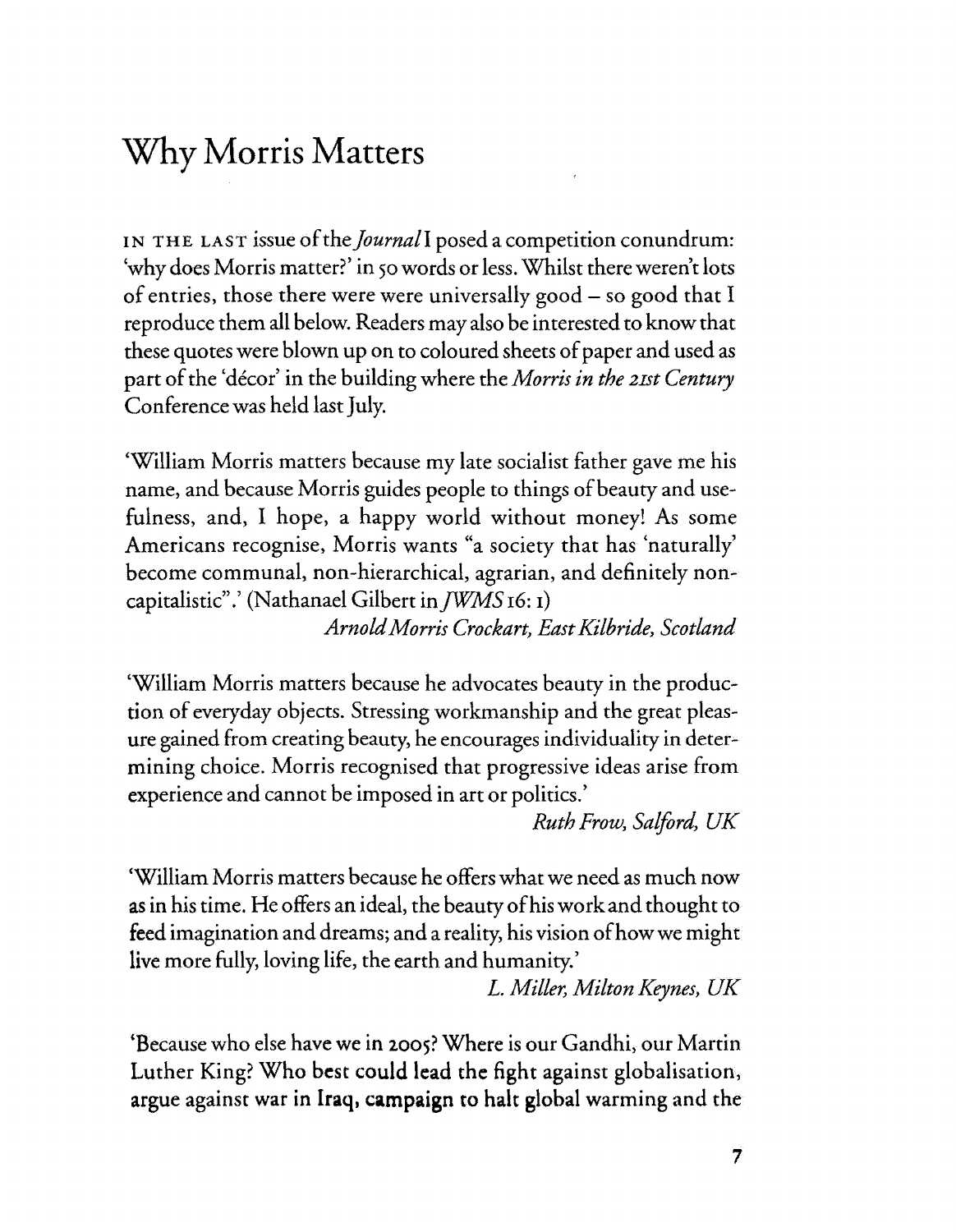# Why Morris Matters

IN THE LAST issue of the *Journal* I posed a competition conundrum: 'why does Morris matter?' in 50 words or less. Whilst there weren't lots of entries, those there were were universally good – so good that I reproduce them all below. Readers may also be interested to know that these quotes were blown up on to coloured sheets of paper and used as part of the 'décor' in the building where the *Morris in the 21st Century* Conference was held last July.

'William Morris matters because my late socialist father gave me his name, and because Morris guides people to things of beauty and usefulness, and, I hope, a happy world without money! As some Americans recognise, Morris wants "a society that has 'naturally' become communal, non-hierarchical, agrarian, and definitely non-capitalistic".' (Nathanael Gilbert in *JWMS* 16: 1)

*Arnold Morris Crockart, East Kilbride, Scotland*

'William Morris matters because he advocates beauty in the production of everyday objects. Stressing workmanship and the great pleasure gained from creating beauty, he encourages individuality in determining choice. Morris recognised that progressive ideas arise from experience and cannot be imposed in art or politics.'

*Ruth Frow, Salford, UK*

'William Morris matters because he offers what we need as much now as in his time. He offers an ideal, the beauty of his work and thought to feed imagination and dreams; and a reality, his vision of how we might live more fully, loving life, the earth and humanity.'

*L. Miller, Milton Keynes, UK*

'Because who else have we in 2005? Where is our Gandhi, our Martin Luther King? Who best could lead the fight against globalisation, argue against war in Iraq, campaign to halt global warming and the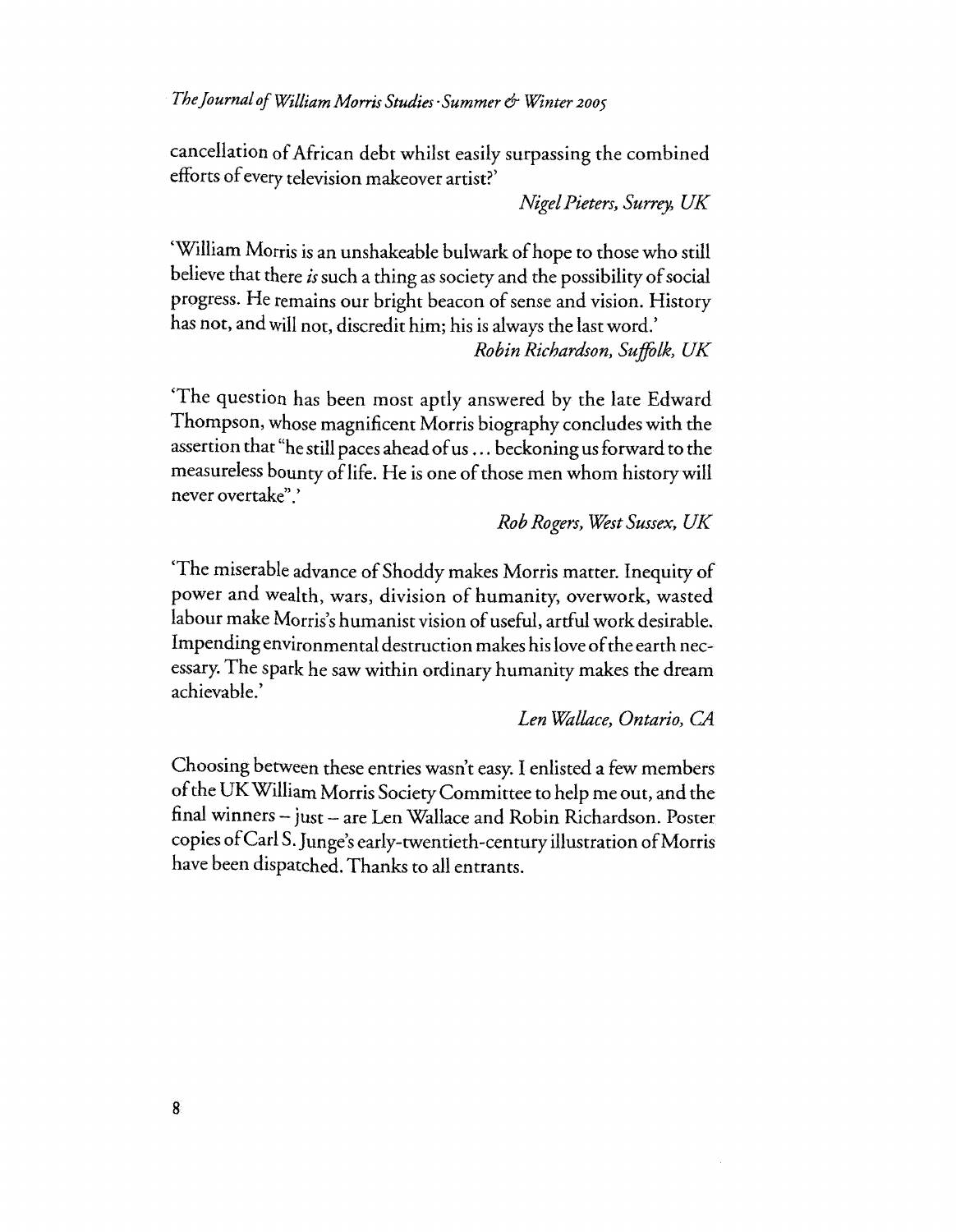cancellation of African debt whilst easily surpassing the combined efforts of every television makeover artist?'

*Nigel Pieters, Surrey, UK*

'William Morris is an unshakeable bulwark of hope to those who still believe that there *is* such a thing as society and the possibility of social progress. He remains our bright beacon of sense and vision. History has not, and will not, discredit him; his is always the last word.'

*Robin Richardson, Suffolk, UK*

'The question has been most aptly answered by the late Edward Thompson, whose magnificent Morris biography concludes with the assertion that "he still paces ahead of us ... beckoning us forward to the measureless bounty of life. He is one of those men whom history will never overtake".'

*Rob Rogers, West Sussex, UK*

'The miserable advance of Shoddy makes Morris matter. Inequity of power and wealth, wars, division of humanity, overwork, wasted labour make Morris's humanist vision of useful, artful work desirable. Impending environmental destruction makes his love of the earth necessary. The spark he saw within ordinary humanity makes the dream achievable.'

*Len Wallace, Ontario, CA*

Choosing between these entries wasn't easy. I enlisted a few members of the UK William Morris Society Committee to help me out, and the final winners – just – are Len Wallace and Robin Richardson. Poster copies of Carl S. Junge's early-twentieth-century illustration of Morris have been dispatched. Thanks to all entrants.